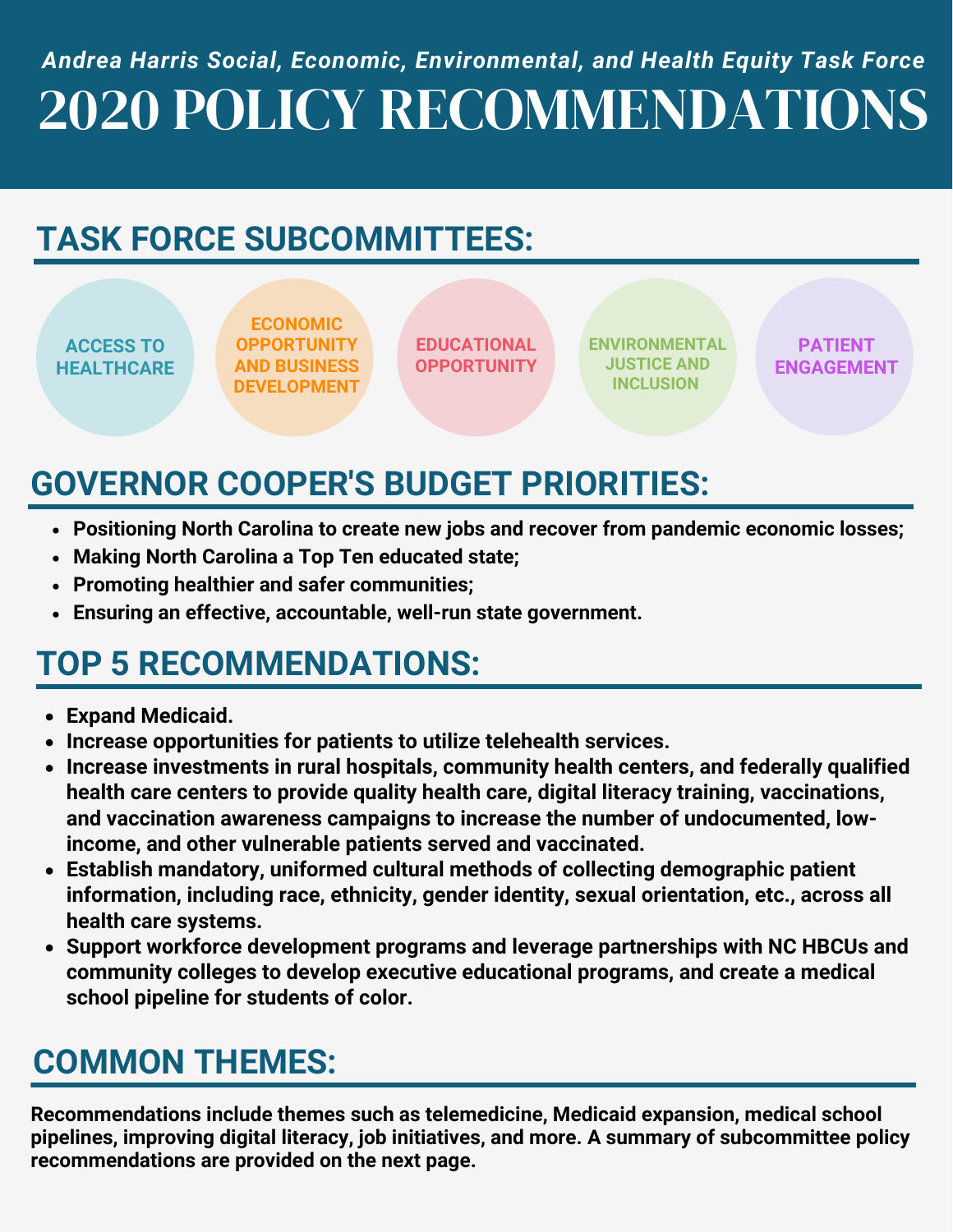*Andrea Harris Social, Economic, Environmental, and Health Equity Task Force*

# 2020 POLICY RECOMMENDATIONS

## TASK FORCE SUBCOMMITTEES:

- ACCESS TO HEALTHCARE
- ECONOMIC OPPORTUNITY AND BUSINESS DEVELOPMENT
- EDUCATIONAL OPPORTUNITY
- ENVIRONMENTAL JUSTICE AND INCLUSION
- PATIENT ENGAGEMENT

## GOVERNOR COOPER'S BUDGET PRIORITIES:

- **Positioning North Carolina to create new jobs and recover from pandemic economic losses;**
- **Making North Carolina a Top Ten educated state;**
- **Promoting healthier and safer communities;**
- **Ensuring an effective, accountable, well-run state government.**

## TOP 5 RECOMMENDATIONS:

- **Expand Medicaid.**
- **Increase opportunities for patients to utilize telehealth services.**
- **Increase investments in rural hospitals, community health centers, and federally qualified health care centers to provide quality health care, digital literacy training, vaccinations, and vaccination awareness campaigns to increase the number of undocumented, low-income, and other vulnerable patients served and vaccinated.**
- **Establish mandatory, uniformed cultural methods of collecting demographic patient information, including race, ethnicity, gender identity, sexual orientation, etc., across all health care systems.**
- **Support workforce development programs and leverage partnerships with NC HBCUs and community colleges to develop executive educational programs, and create a medical school pipeline for students of color.**

## COMMON THEMES:

**Recommendations include themes such as telemedicine, Medicaid expansion, medical school pipelines, improving digital literacy, job initiatives, and more. A summary of subcommittee policy recommendations are provided on the next page.**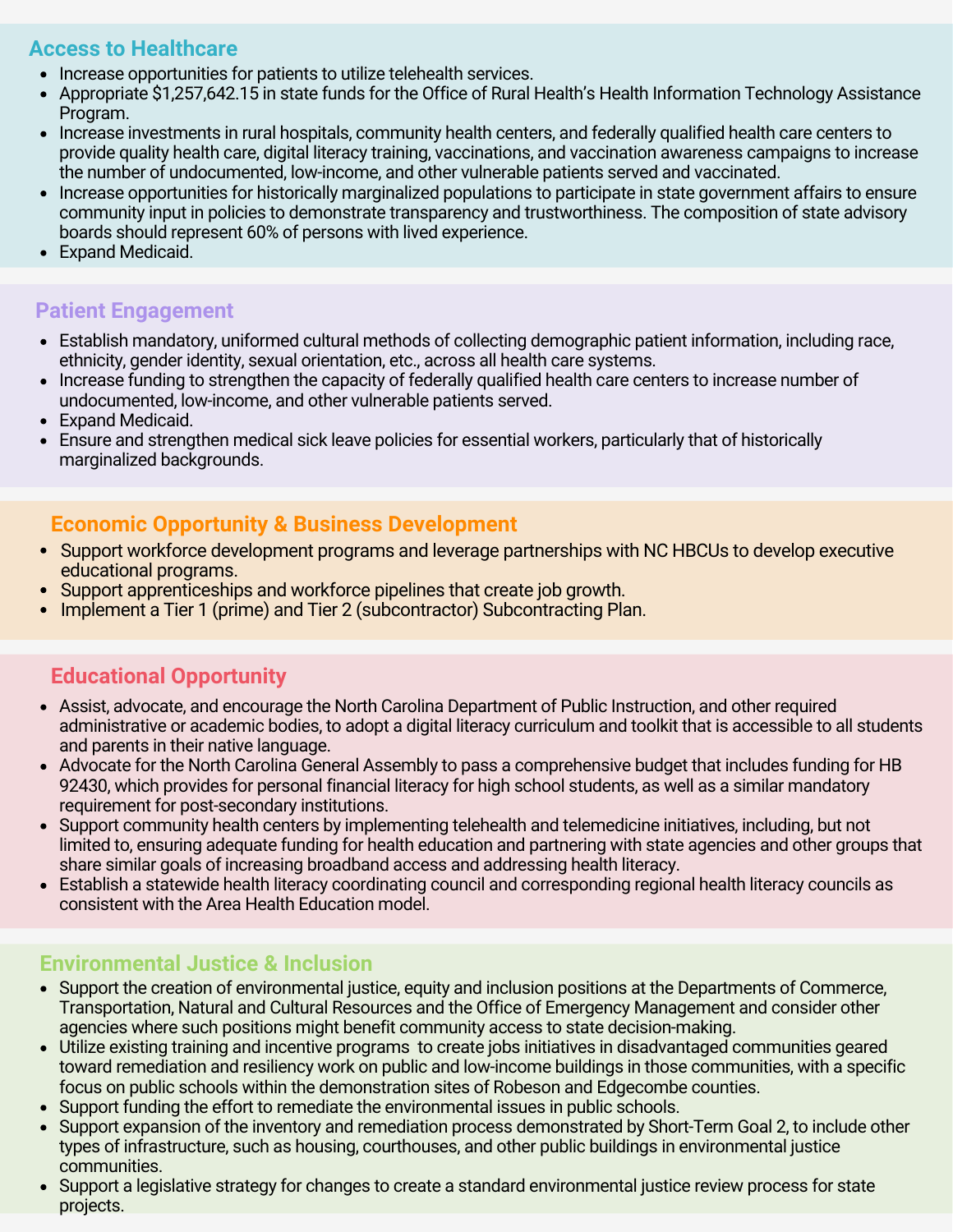## Access to Healthcare

- Increase opportunities for patients to utilize telehealth services.
- Appropriate $1,257,642.15 in state funds for the Office of Rural Health's Health Information Technology Assistance Program.
- Increase investments in rural hospitals, community health centers, and federally qualified health care centers to provide quality health care, digital literacy training, vaccinations, and vaccination awareness campaigns to increase the number of undocumented, low-income, and other vulnerable patients served and vaccinated.
- Increase opportunities for historically marginalized populations to participate in state government affairs to ensure community input in policies to demonstrate transparency and trustworthiness. The composition of state advisory boards should represent 60% of persons with lived experience.
- Expand Medicaid.

## Patient Engagement

- Establish mandatory, uniformed cultural methods of collecting demographic patient information, including race, ethnicity, gender identity, sexual orientation, etc., across all health care systems.
- Increase funding to strengthen the capacity of federally qualified health care centers to increase number of undocumented, low-income, and other vulnerable patients served.
- Expand Medicaid.
- Ensure and strengthen medical sick leave policies for essential workers, particularly that of historically marginalized backgrounds.

## Economic Opportunity & Business Development

- Support workforce development programs and leverage partnerships with NC HBCUs to develop executive educational programs.
- Support apprenticeships and workforce pipelines that create job growth.
- Implement a Tier 1 (prime) and Tier 2 (subcontractor) Subcontracting Plan.

## Educational Opportunity

- Assist, advocate, and encourage the North Carolina Department of Public Instruction, and other required administrative or academic bodies, to adopt a digital literacy curriculum and toolkit that is accessible to all students and parents in their native language.
- Advocate for the North Carolina General Assembly to pass a comprehensive budget that includes funding for HB 92430, which provides for personal financial literacy for high school students, as well as a similar mandatory requirement for post-secondary institutions.
- Support community health centers by implementing telehealth and telemedicine initiatives, including, but not limited to, ensuring adequate funding for health education and partnering with state agencies and other groups that share similar goals of increasing broadband access and addressing health literacy.
- Establish a statewide health literacy coordinating council and corresponding regional health literacy councils as consistent with the Area Health Education model.

## Environmental Justice & Inclusion

- Support the creation of environmental justice, equity and inclusion positions at the Departments of Commerce, Transportation, Natural and Cultural Resources and the Office of Emergency Management and consider other agencies where such positions might benefit community access to state decision-making.
- Utilize existing training and incentive programs to create jobs initiatives in disadvantaged communities geared toward remediation and resiliency work on public and low-income buildings in those communities, with a specific focus on public schools within the demonstration sites of Robeson and Edgecombe counties.
- Support funding the effort to remediate the environmental issues in public schools.
- Support expansion of the inventory and remediation process demonstrated by Short-Term Goal 2, to include other types of infrastructure, such as housing, courthouses, and other public buildings in environmental justice communities.
- Support a legislative strategy for changes to create a standard environmental justice review process for state projects.